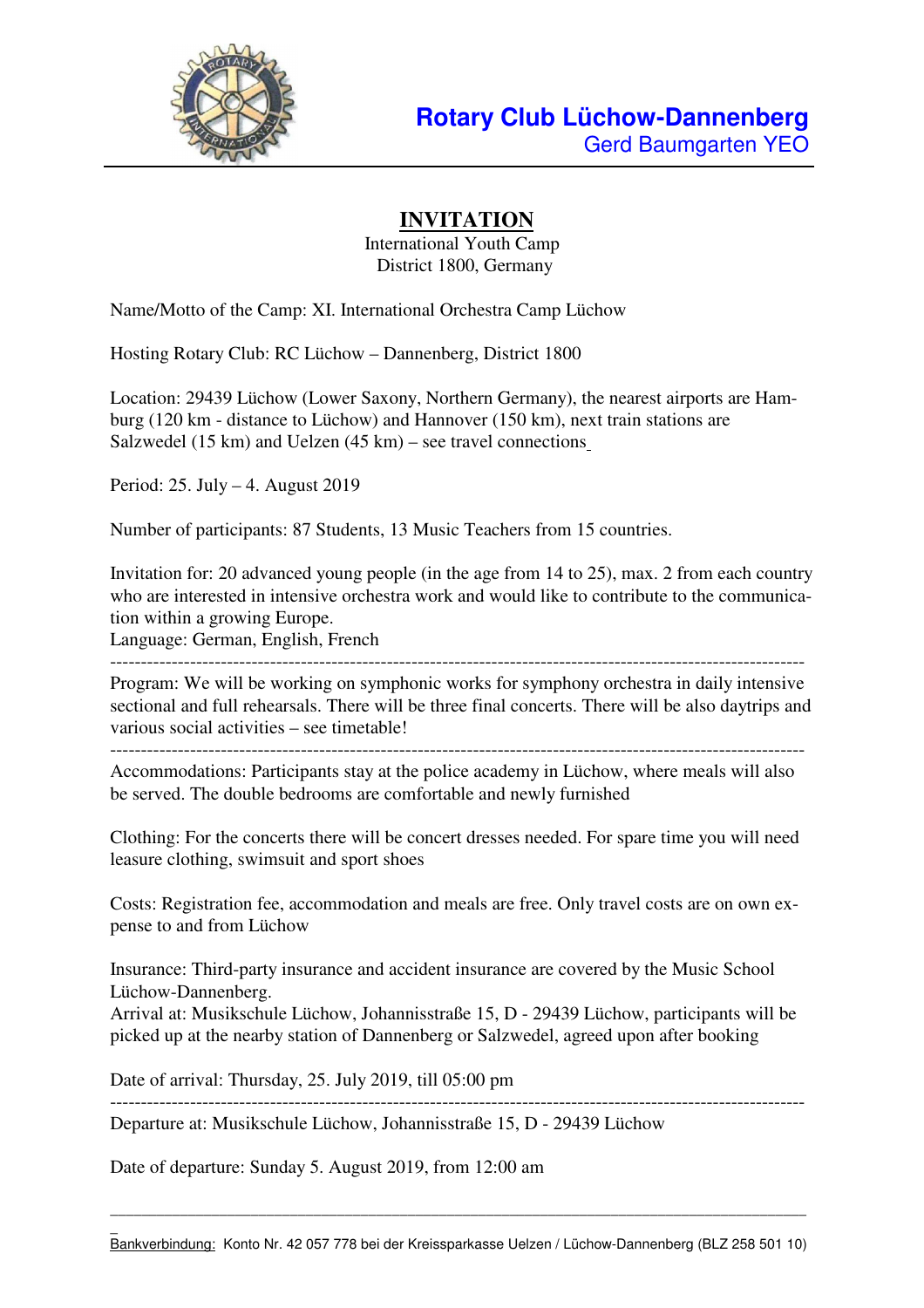**Rotary Club Lüchow-Dannenberg**
Gerd Baumgarten YEO

# INVITATION

International Youth Camp
District 1800, Germany

Name/Motto of the Camp: XI. International Orchestra Camp Lüchow

Hosting Rotary Club: RC Lüchow – Dannenberg, District 1800

Location: 29439 Lüchow (Lower Saxony, Northern Germany), the nearest airports are Hamburg (120 km - distance to Lüchow) and Hannover (150 km), next train stations are Salzwedel (15 km) and Uelzen (45 km) – see travel connections

Period: 25. July – 4. August 2019

Number of participants: 87 Students, 13 Music Teachers from 15 countries.

Invitation for: 20 advanced young people (in the age from 14 to 25), max. 2 from each country who are interested in intensive orchestra work and would like to contribute to the communication within a growing Europe.
Language: German, English, French

---

Program: We will be working on symphonic works for symphony orchestra in daily intensive sectional and full rehearsals. There will be three final concerts. There will be also daytrips and various social activities – see timetable!

---

Accommodations: Participants stay at the police academy in Lüchow, where meals will also be served. The double bedrooms are comfortable and newly furnished

Clothing: For the concerts there will be concert dresses needed. For spare time you will need leasure clothing, swimsuit and sport shoes

Costs: Registration fee, accommodation and meals are free. Only travel costs are on own expense to and from Lüchow

Insurance: Third-party insurance and accident insurance are covered by the Music School Lüchow-Dannenberg.
Arrival at: Musikschule Lüchow, Johannisstraße 15, D - 29439 Lüchow, participants will be picked up at the nearby station of Dannenberg or Salzwedel, agreed upon after booking

Date of arrival: Thursday, 25. July 2019, till 05:00 pm

---

Departure at: Musikschule Lüchow, Johannisstraße 15, D - 29439 Lüchow

Date of departure: Sunday 5. August 2019, from 12:00 am

---

Bankverbindung: Konto Nr. 42 057 778 bei der Kreissparkasse Uelzen / Lüchow-Dannenberg (BLZ 258 501 10)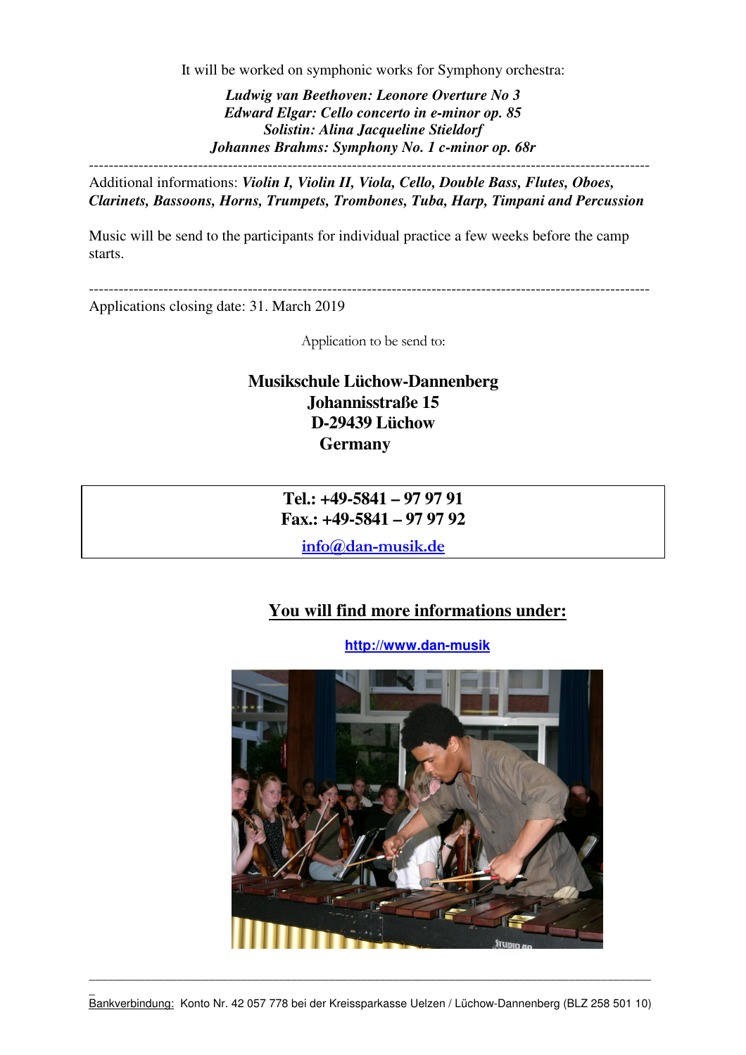It will be worked on symphonic works for Symphony orchestra:

***Ludwig van Beethoven: Leonore Overture No 3***
***Edward Elgar: Cello concerto in e-minor op. 85***
***Solistin: Alina Jacqueline Stieldorf***
***Johannes Brahms: Symphony No. 1 c-minor op. 68r***

---

Additional informations: ***Violin I, Violin II, Viola, Cello, Double Bass, Flutes, Oboes, Clarinets, Bassoons, Horns, Trumpets, Trombones, Tuba, Harp, Timpani and Percussion***

Music will be send to the participants for individual practice a few weeks before the camp starts.

---

Applications closing date: 31. March 2019

Application to be send to:

**Musikschule Lüchow-Dannenberg**
**Johannisstraße 15**
**D-29439 Lüchow**
**Germany**

**Tel.: +49-5841 – 97 97 91**
**Fax.: +49-5841 – 97 97 92**
[info@dan-musik.de](mailto:info@dan-musik.de)

**You will find more informations under:**

**http://www.dan-musik**

---

Bankverbindung: Konto Nr. 42 057 778 bei der Kreissparkasse Uelzen / Lüchow-Dannenberg (BLZ 258 501 10)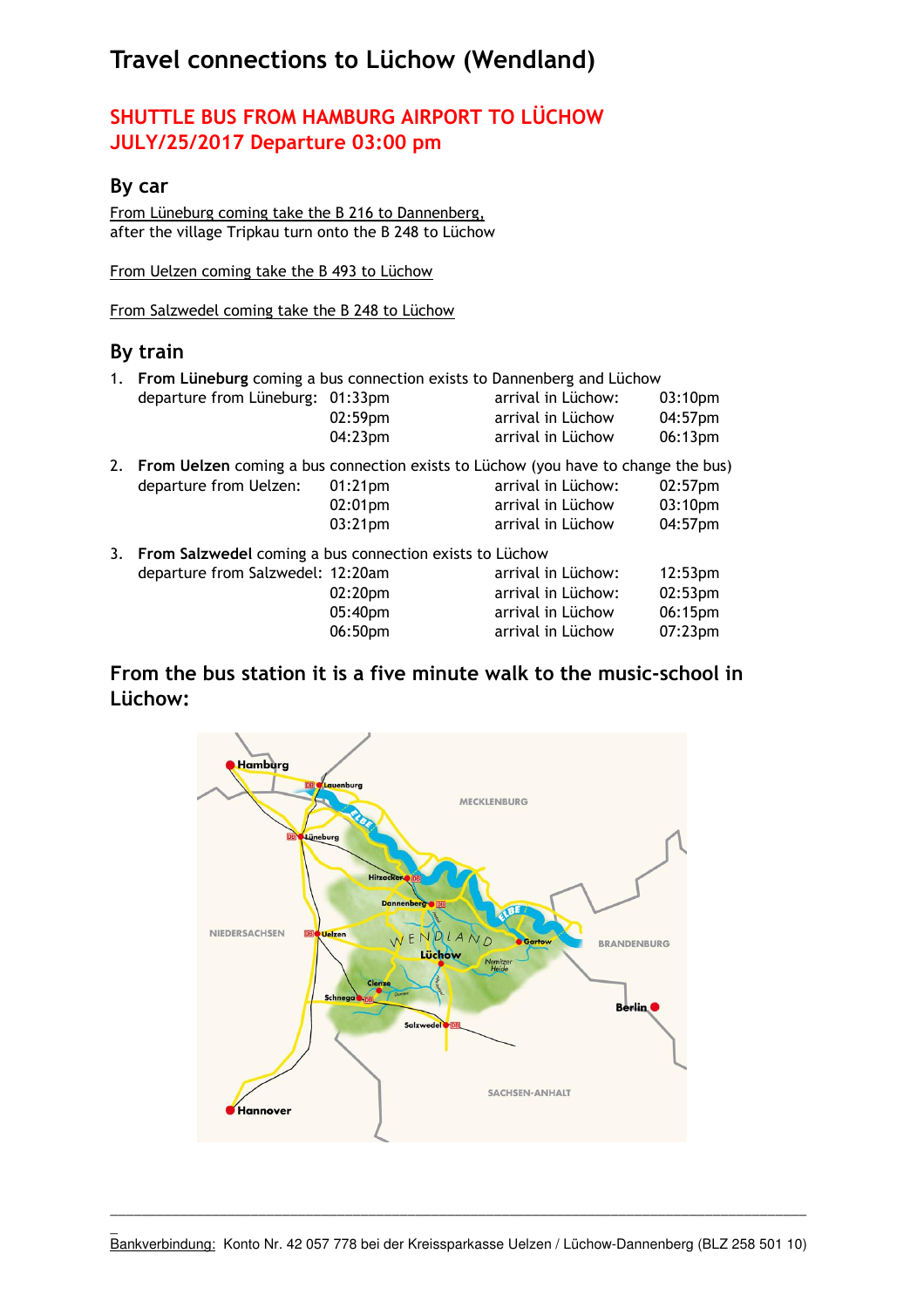# Travel connections to Lüchow (Wendland)

## SHUTTLE BUS FROM HAMBURG AIRPORT TO LÜCHOW
## JULY/25/2017 Departure 03:00 pm

### By car

From Lüneburg coming take the B 216 to Dannenberg,
after the village Tripkau turn onto the B 248 to Lüchow

From Uelzen coming take the B 493 to Lüchow

From Salzwedel coming take the B 248 to Lüchow

### By train

1. **From Lüneburg** coming a bus connection exists to Dannenberg and Lüchow

| | | | |
|---|---|---|---|
| departure from Lüneburg: | 01:33pm | arrival in Lüchow: | 03:10pm |
| | 02:59pm | arrival in Lüchow | 04:57pm |
| | 04:23pm | arrival in Lüchow | 06:13pm |

2. **From Uelzen** coming a bus connection exists to Lüchow (you have to change the bus)

| | | | |
|---|---|---|---|
| departure from Uelzen: | 01:21pm | arrival in Lüchow: | 02:57pm |
| | 02:01pm | arrival in Lüchow | 03:10pm |
| | 03:21pm | arrival in Lüchow | 04:57pm |

3. **From Salzwedel** coming a bus connection exists to Lüchow

| | | | |
|---|---|---|---|
| departure from Salzwedel: | 12:20am | arrival in Lüchow: | 12:53pm |
| | 02:20pm | arrival in Lüchow: | 02:53pm |
| | 05:40pm | arrival in Lüchow | 06:15pm |
| | 06:50pm | arrival in Lüchow | 07:23pm |

### From the bus station it is a five minute walk to the music-school in Lüchow:

---

Bankverbindung: Konto Nr. 42 057 778 bei der Kreissparkasse Uelzen / Lüchow-Dannenberg (BLZ 258 501 10)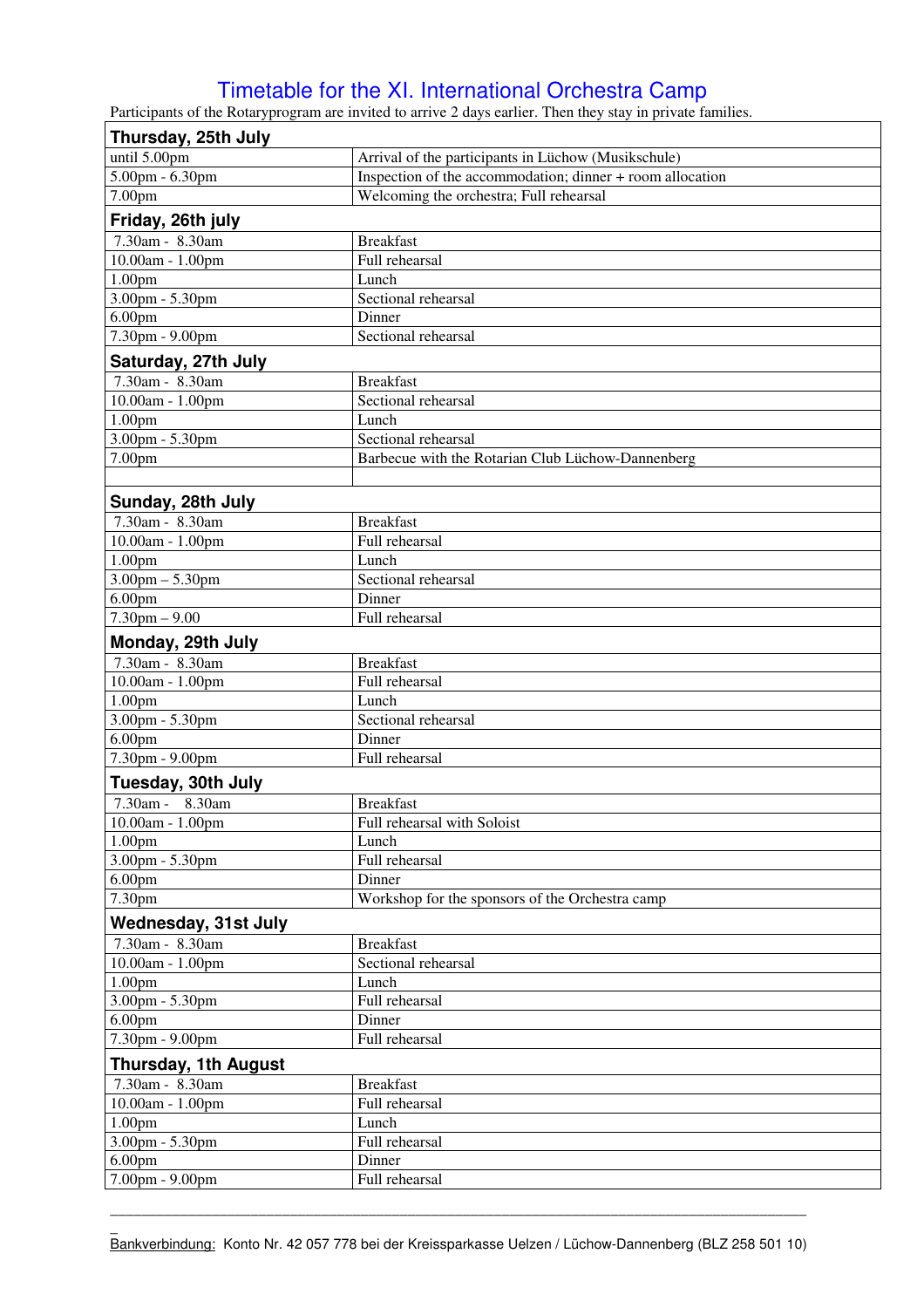# Timetable for the XI. International Orchestra Camp

Participants of the Rotaryprogram are invited to arrive 2 days earlier. Then they stay in private families.

| **Thursday, 25th July** | |
|---|---|
| until 5.00pm | Arrival of the participants in Lüchow (Musikschule) |
| 5.00pm - 6.30pm | Inspection of the accommodation; dinner + room allocation |
| 7.00pm | Welcoming the orchestra; Full rehearsal |
| **Friday, 26th july** | |
| 7.30am - 8.30am | Breakfast |
| 10.00am - 1.00pm | Full rehearsal |
| 1.00pm | Lunch |
| 3.00pm - 5.30pm | Sectional rehearsal |
| 6.00pm | Dinner |
| 7.30pm - 9.00pm | Sectional rehearsal |
| **Saturday, 27th July** | |
| 7.30am - 8.30am | Breakfast |
| 10.00am - 1.00pm | Sectional rehearsal |
| 1.00pm | Lunch |
| 3.00pm - 5.30pm | Sectional rehearsal |
| 7.00pm | Barbecue with the Rotarian Club Lüchow-Dannenberg |
| | |
| **Sunday, 28th July** | |
| 7.30am - 8.30am | Breakfast |
| 10.00am - 1.00pm | Full rehearsal |
| 1.00pm | Lunch |
| 3.00pm – 5.30pm | Sectional rehearsal |
| 6.00pm | Dinner |
| 7.30pm – 9.00 | Full rehearsal |
| **Monday, 29th July** | |
| 7.30am - 8.30am | Breakfast |
| 10.00am - 1.00pm | Full rehearsal |
| 1.00pm | Lunch |
| 3.00pm - 5.30pm | Sectional rehearsal |
| 6.00pm | Dinner |
| 7.30pm - 9.00pm | Full rehearsal |
| **Tuesday, 30th July** | |
| 7.30am - 8.30am | Breakfast |
| 10.00am - 1.00pm | Full rehearsal with Soloist |
| 1.00pm | Lunch |
| 3.00pm - 5.30pm | Full rehearsal |
| 6.00pm | Dinner |
| 7.30pm | Workshop for the sponsors of the Orchestra camp |
| **Wednesday, 31st July** | |
| 7.30am - 8.30am | Breakfast |
| 10.00am - 1.00pm | Sectional rehearsal |
| 1.00pm | Lunch |
| 3.00pm - 5.30pm | Full rehearsal |
| 6.00pm | Dinner |
| 7.30pm - 9.00pm | Full rehearsal |
| **Thursday, 1th August** | |
| 7.30am - 8.30am | Breakfast |
| 10.00am - 1.00pm | Full rehearsal |
| 1.00pm | Lunch |
| 3.00pm - 5.30pm | Full rehearsal |
| 6.00pm | Dinner |
| 7.00pm - 9.00pm | Full rehearsal |

<u>Bankverbindung:</u> Konto Nr. 42 057 778 bei der Kreissparkasse Uelzen / Lüchow-Dannenberg (BLZ 258 501 10)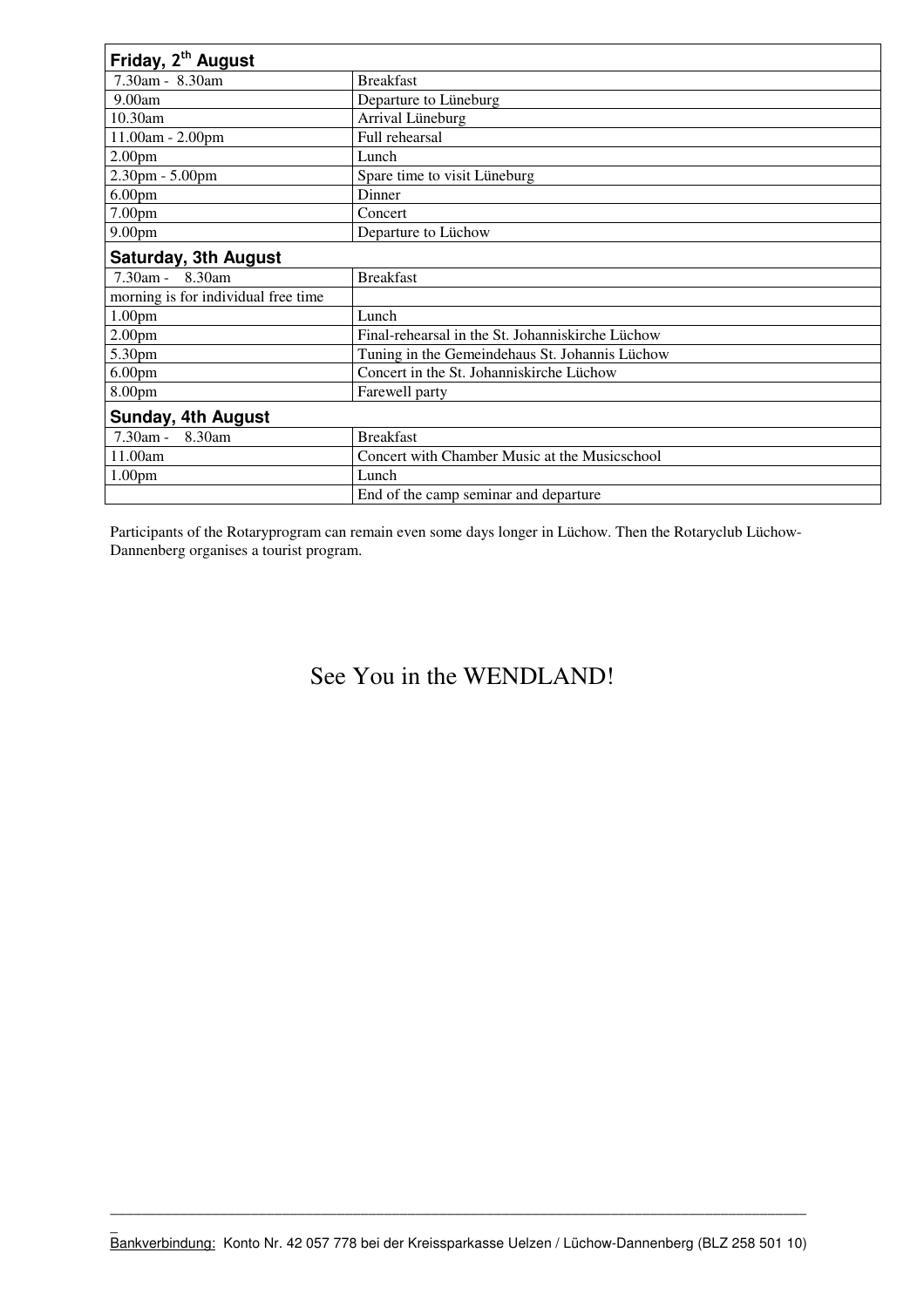| | |
|---|---|
| **Friday, 2th August** | |
| 7.30am - 8.30am | Breakfast |
| 9.00am | Departure to Lüneburg |
| 10.30am | Arrival Lüneburg |
| 11.00am - 2.00pm | Full rehearsal |
| 2.00pm | Lunch |
| 2.30pm - 5.00pm | Spare time to visit Lüneburg |
| 6.00pm | Dinner |
| 7.00pm | Concert |
| 9.00pm | Departure to Lüchow |
| **Saturday, 3th August** | |
| 7.30am - 8.30am | Breakfast |
| morning is for individual free time | |
| 1.00pm | Lunch |
| 2.00pm | Final-rehearsal in the St. Johanniskirche Lüchow |
| 5.30pm | Tuning in the Gemeindehaus St. Johannis Lüchow |
| 6.00pm | Concert in the St. Johanniskirche Lüchow |
| 8.00pm | Farewell party |
| **Sunday, 4th August** | |
| 7.30am - 8.30am | Breakfast |
| 11.00am | Concert with Chamber Music at the Musicschool |
| 1.00pm | Lunch |
| | End of the camp seminar and departure |

Participants of the Rotaryprogram can remain even some days longer in Lüchow. Then the Rotaryclub Lüchow-Dannenberg organises a tourist program.

See You in the WENDLAND!

Bankverbindung: Konto Nr. 42 057 778 bei der Kreissparkasse Uelzen / Lüchow-Dannenberg (BLZ 258 501 10)